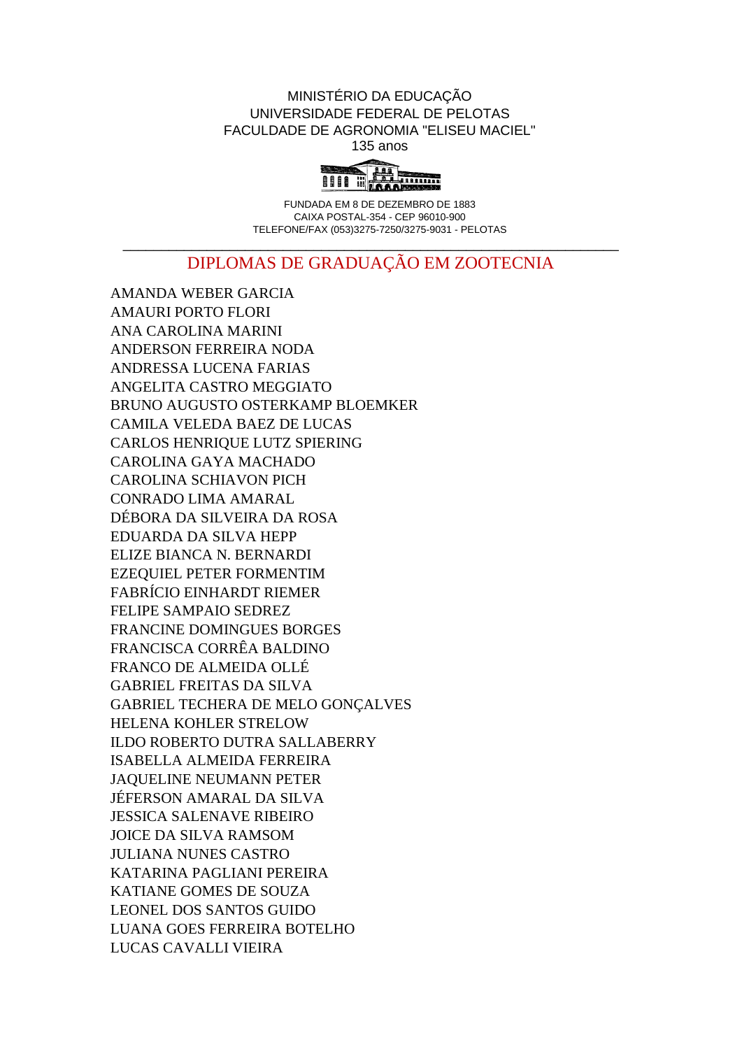MINISTÉRIO DA EDUCAÇÃO
UNIVERSIDADE FEDERAL DE PELOTAS
FACULDADE DE AGRONOMIA "ELISEU MACIEL"
135 anos

FUNDADA EM 8 DE DEZEMBRO DE 1883
CAIXA POSTAL-354 - CEP 96010-900
TELEFONE/FAX (053)3275-7250/3275-9031 - PELOTAS

---

# DIPLOMAS DE GRADUAÇÃO EM ZOOTECNIA

AMANDA WEBER GARCIA
AMAURI PORTO FLORI
ANA CAROLINA MARINI
ANDERSON FERREIRA NODA
ANDRESSA LUCENA FARIAS
ANGELITA CASTRO MEGGIATO
BRUNO AUGUSTO OSTERKAMP BLOEMKER
CAMILA VELEDA BAEZ DE LUCAS
CARLOS HENRIQUE LUTZ SPIERING
CAROLINA GAYA MACHADO
CAROLINA SCHIAVON PICH
CONRADO LIMA AMARAL
DÉBORA DA SILVEIRA DA ROSA
EDUARDA DA SILVA HEPP
ELIZE BIANCA N. BERNARDI
EZEQUIEL PETER FORMENTIM
FABRÍCIO EINHARDT RIEMER
FELIPE SAMPAIO SEDREZ
FRANCINE DOMINGUES BORGES
FRANCISCA CORRÊA BALDINO
FRANCO DE ALMEIDA OLLÉ
GABRIEL FREITAS DA SILVA
GABRIEL TECHERA DE MELO GONÇALVES
HELENA KOHLER STRELOW
ILDO ROBERTO DUTRA SALLABERRY
ISABELLA ALMEIDA FERREIRA
JAQUELINE NEUMANN PETER
JÉFERSON AMARAL DA SILVA
JESSICA SALENAVE RIBEIRO
JOICE DA SILVA RAMSOM
JULIANA NUNES CASTRO
KATARINA PAGLIANI PEREIRA
KATIANE GOMES DE SOUZA
LEONEL DOS SANTOS GUIDO
LUANA GOES FERREIRA BOTELHO
LUCAS CAVALLI VIEIRA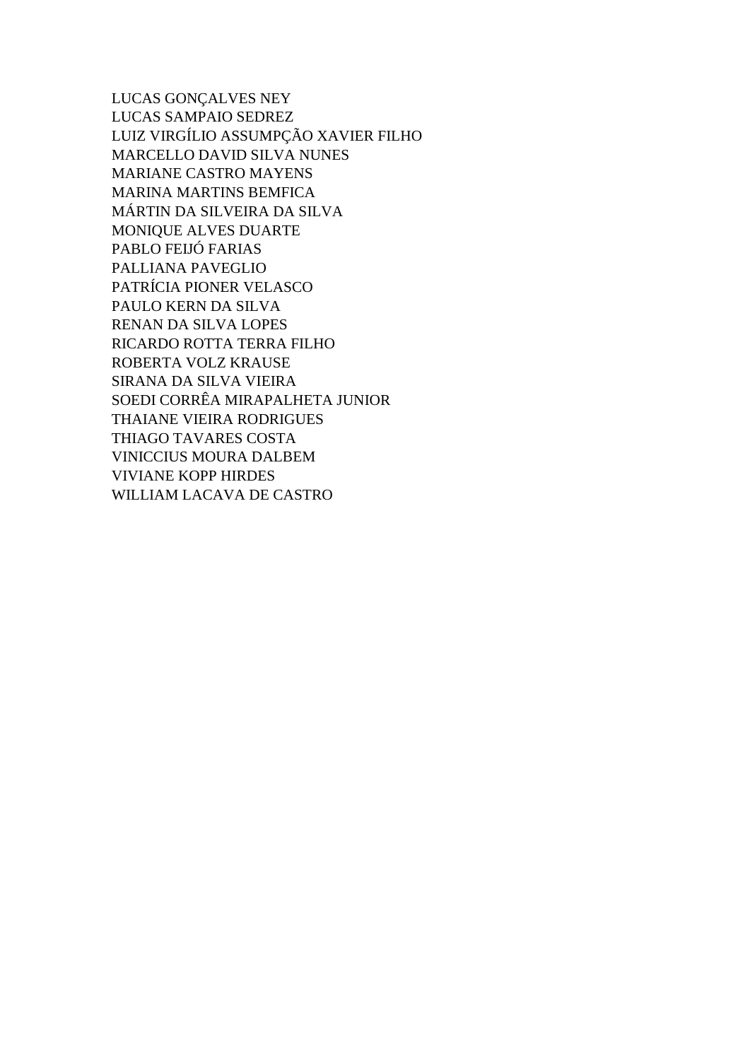LUCAS GONÇALVES NEY
LUCAS SAMPAIO SEDREZ
LUIZ VIRGÍLIO ASSUMPÇÃO XAVIER FILHO
MARCELLO DAVID SILVA NUNES
MARIANE CASTRO MAYENS
MARINA MARTINS BEMFICA
MÁRTIN DA SILVEIRA DA SILVA
MONIQUE ALVES DUARTE
PABLO FEIJÓ FARIAS
PALLIANA PAVEGLIO
PATRÍCIA PIONER VELASCO
PAULO KERN DA SILVA
RENAN DA SILVA LOPES
RICARDO ROTTA TERRA FILHO
ROBERTA VOLZ KRAUSE
SIRANA DA SILVA VIEIRA
SOEDI CORRÊA MIRAPALHETA JUNIOR
THAIANE VIEIRA RODRIGUES
THIAGO TAVARES COSTA
VINICCIUS MOURA DALBEM
VIVIANE KOPP HIRDES
WILLIAM LACAVA DE CASTRO